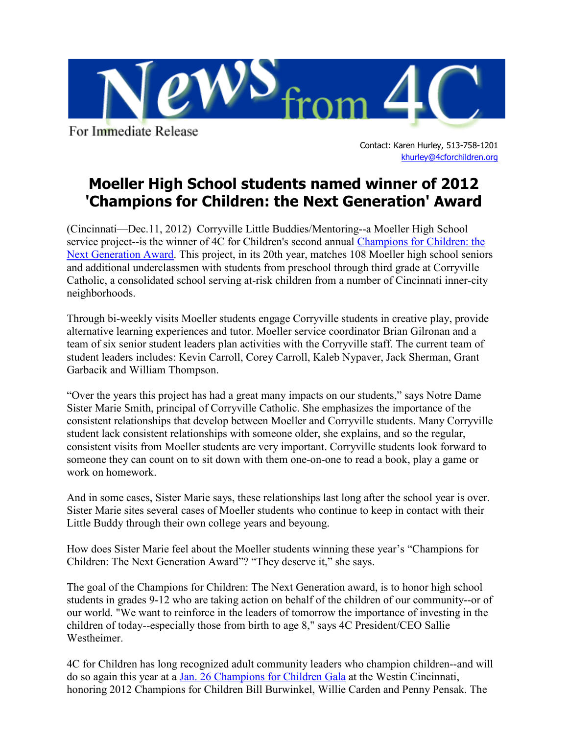News from 4C

For Immediate Release

Contact: Karen Hurley, 513-758-1201
khurley@4cforchildren.org

# Moeller High School students named winner of 2012 'Champions for Children: the Next Generation' Award

(Cincinnati—Dec.11, 2012) Corryville Little Buddies/Mentoring--a Moeller High School service project--is the winner of 4C for Children's second annual Champions for Children: the Next Generation Award. This project, in its 20th year, matches 108 Moeller high school seniors and additional underclassmen with students from preschool through third grade at Corryville Catholic, a consolidated school serving at-risk children from a number of Cincinnati inner-city neighborhoods.

Through bi-weekly visits Moeller students engage Corryville students in creative play, provide alternative learning experiences and tutor. Moeller service coordinator Brian Gilronan and a team of six senior student leaders plan activities with the Corryville staff. The current team of student leaders includes: Kevin Carroll, Corey Carroll, Kaleb Nypaver, Jack Sherman, Grant Garbacik and William Thompson.

“Over the years this project has had a great many impacts on our students,” says Notre Dame Sister Marie Smith, principal of Corryville Catholic. She emphasizes the importance of the consistent relationships that develop between Moeller and Corryville students. Many Corryville student lack consistent relationships with someone older, she explains, and so the regular, consistent visits from Moeller students are very important. Corryville students look forward to someone they can count on to sit down with them one-on-one to read a book, play a game or work on homework.

And in some cases, Sister Marie says, these relationships last long after the school year is over. Sister Marie sites several cases of Moeller students who continue to keep in contact with their Little Buddy through their own college years and beyoung.

How does Sister Marie feel about the Moeller students winning these year’s “Champions for Children: The Next Generation Award”? “They deserve it,” she says.

The goal of the Champions for Children: The Next Generation award, is to honor high school students in grades 9-12 who are taking action on behalf of the children of our community--or of our world. "We want to reinforce in the leaders of tomorrow the importance of investing in the children of today--especially those from birth to age 8," says 4C President/CEO Sallie Westheimer.

4C for Children has long recognized adult community leaders who champion children--and will do so again this year at a Jan. 26 Champions for Children Gala at the Westin Cincinnati, honoring 2012 Champions for Children Bill Burwinkel, Willie Carden and Penny Pensak. The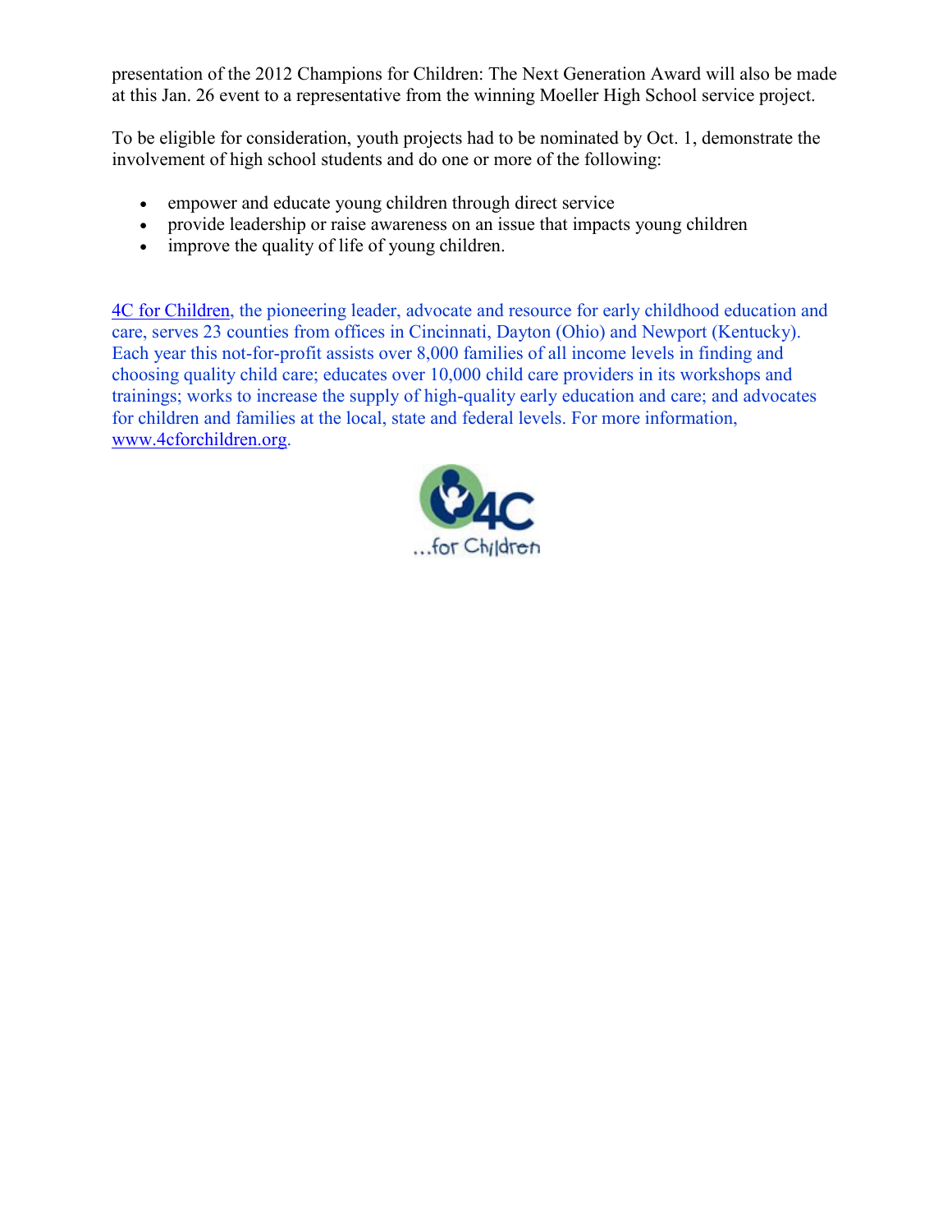presentation of the 2012 Champions for Children: The Next Generation Award will also be made at this Jan. 26 event to a representative from the winning Moeller High School service project.

To be eligible for consideration, youth projects had to be nominated by Oct. 1, demonstrate the involvement of high school students and do one or more of the following:

- empower and educate young children through direct service
- provide leadership or raise awareness on an issue that impacts young children
- improve the quality of life of young children.

4C for Children, the pioneering leader, advocate and resource for early childhood education and care, serves 23 counties from offices in Cincinnati, Dayton (Ohio) and Newport (Kentucky). Each year this not-for-profit assists over 8,000 families of all income levels in finding and choosing quality child care; educates over 10,000 child care providers in its workshops and trainings; works to increase the supply of high-quality early education and care; and advocates for children and families at the local, state and federal levels. For more information, www.4cforchildren.org.

4C ...for Children